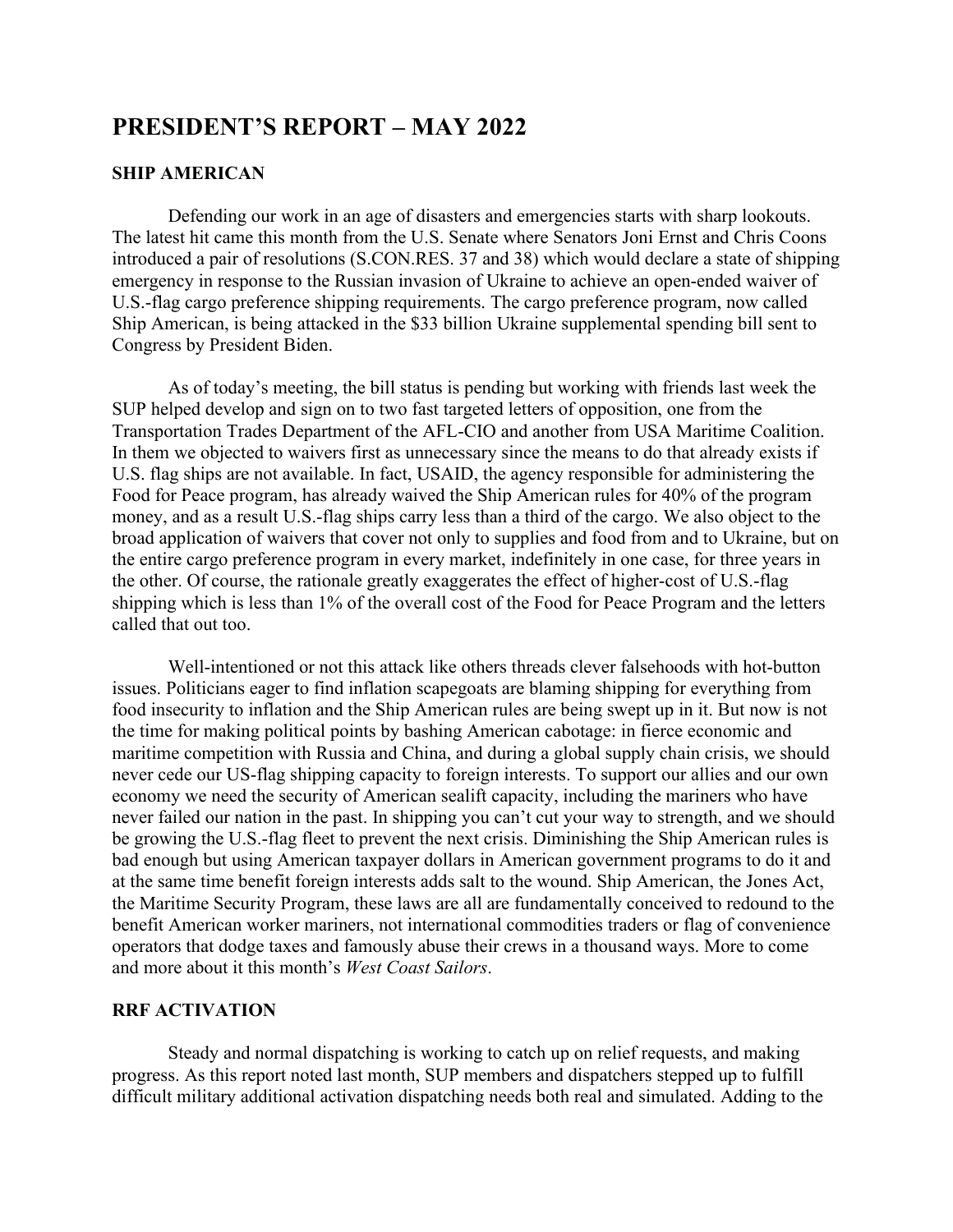# PRESIDENT'S REPORT – MAY 2022

## SHIP AMERICAN

Defending our work in an age of disasters and emergencies starts with sharp lookouts. The latest hit came this month from the U.S. Senate where Senators Joni Ernst and Chris Coons introduced a pair of resolutions (S.CON.RES. 37 and 38) which would declare a state of shipping emergency in response to the Russian invasion of Ukraine to achieve an open-ended waiver of U.S.-flag cargo preference shipping requirements. The cargo preference program, now called Ship American, is being attacked in the $33 billion Ukraine supplemental spending bill sent to Congress by President Biden.

As of today's meeting, the bill status is pending but working with friends last week the SUP helped develop and sign on to two fast targeted letters of opposition, one from the Transportation Trades Department of the AFL-CIO and another from USA Maritime Coalition. In them we objected to waivers first as unnecessary since the means to do that already exists if U.S. flag ships are not available. In fact, USAID, the agency responsible for administering the Food for Peace program, has already waived the Ship American rules for 40% of the program money, and as a result U.S.-flag ships carry less than a third of the cargo. We also object to the broad application of waivers that cover not only to supplies and food from and to Ukraine, but on the entire cargo preference program in every market, indefinitely in one case, for three years in the other. Of course, the rationale greatly exaggerates the effect of higher-cost of U.S.-flag shipping which is less than 1% of the overall cost of the Food for Peace Program and the letters called that out too.

Well-intentioned or not this attack like others threads clever falsehoods with hot-button issues. Politicians eager to find inflation scapegoats are blaming shipping for everything from food insecurity to inflation and the Ship American rules are being swept up in it. But now is not the time for making political points by bashing American cabotage: in fierce economic and maritime competition with Russia and China, and during a global supply chain crisis, we should never cede our US-flag shipping capacity to foreign interests. To support our allies and our own economy we need the security of American sealift capacity, including the mariners who have never failed our nation in the past. In shipping you can't cut your way to strength, and we should be growing the U.S.-flag fleet to prevent the next crisis. Diminishing the Ship American rules is bad enough but using American taxpayer dollars in American government programs to do it and at the same time benefit foreign interests adds salt to the wound. Ship American, the Jones Act, the Maritime Security Program, these laws are all are fundamentally conceived to redound to the benefit American worker mariners, not international commodities traders or flag of convenience operators that dodge taxes and famously abuse their crews in a thousand ways. More to come and more about it this month's *West Coast Sailors*.

## RRF ACTIVATION

Steady and normal dispatching is working to catch up on relief requests, and making progress. As this report noted last month, SUP members and dispatchers stepped up to fulfill difficult military additional activation dispatching needs both real and simulated. Adding to the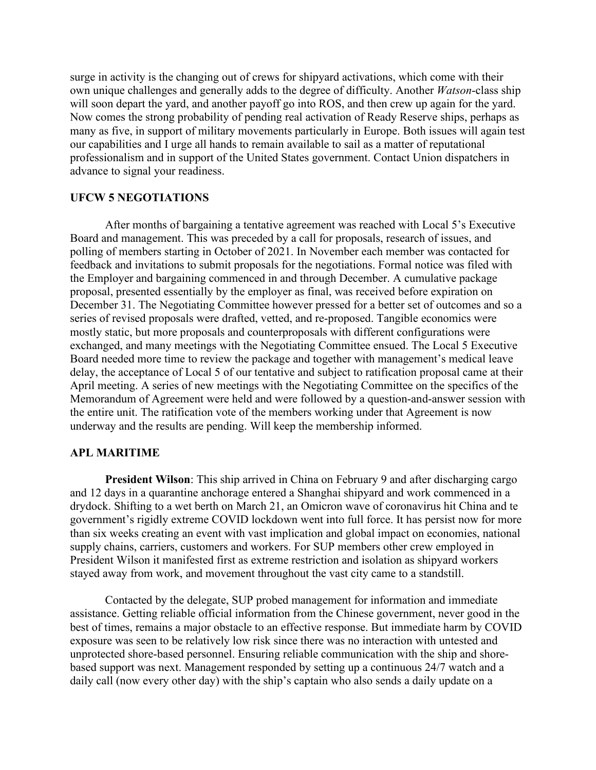surge in activity is the changing out of crews for shipyard activations, which come with their own unique challenges and generally adds to the degree of difficulty. Another *Watson*-class ship will soon depart the yard, and another payoff go into ROS, and then crew up again for the yard. Now comes the strong probability of pending real activation of Ready Reserve ships, perhaps as many as five, in support of military movements particularly in Europe. Both issues will again test our capabilities and I urge all hands to remain available to sail as a matter of reputational professionalism and in support of the United States government. Contact Union dispatchers in advance to signal your readiness.

## UFCW 5 NEGOTIATIONS

After months of bargaining a tentative agreement was reached with Local 5's Executive Board and management. This was preceded by a call for proposals, research of issues, and polling of members starting in October of 2021. In November each member was contacted for feedback and invitations to submit proposals for the negotiations. Formal notice was filed with the Employer and bargaining commenced in and through December. A cumulative package proposal, presented essentially by the employer as final, was received before expiration on December 31. The Negotiating Committee however pressed for a better set of outcomes and so a series of revised proposals were drafted, vetted, and re-proposed. Tangible economics were mostly static, but more proposals and counterproposals with different configurations were exchanged, and many meetings with the Negotiating Committee ensued. The Local 5 Executive Board needed more time to review the package and together with management's medical leave delay, the acceptance of Local 5 of our tentative and subject to ratification proposal came at their April meeting. A series of new meetings with the Negotiating Committee on the specifics of the Memorandum of Agreement were held and were followed by a question-and-answer session with the entire unit. The ratification vote of the members working under that Agreement is now underway and the results are pending. Will keep the membership informed.

## APL MARITIME

**President Wilson**: This ship arrived in China on February 9 and after discharging cargo and 12 days in a quarantine anchorage entered a Shanghai shipyard and work commenced in a drydock. Shifting to a wet berth on March 21, an Omicron wave of coronavirus hit China and te government's rigidly extreme COVID lockdown went into full force. It has persist now for more than six weeks creating an event with vast implication and global impact on economies, national supply chains, carriers, customers and workers. For SUP members other crew employed in President Wilson it manifested first as extreme restriction and isolation as shipyard workers stayed away from work, and movement throughout the vast city came to a standstill.

Contacted by the delegate, SUP probed management for information and immediate assistance. Getting reliable official information from the Chinese government, never good in the best of times, remains a major obstacle to an effective response. But immediate harm by COVID exposure was seen to be relatively low risk since there was no interaction with untested and unprotected shore-based personnel. Ensuring reliable communication with the ship and shore-based support was next. Management responded by setting up a continuous 24/7 watch and a daily call (now every other day) with the ship's captain who also sends a daily update on a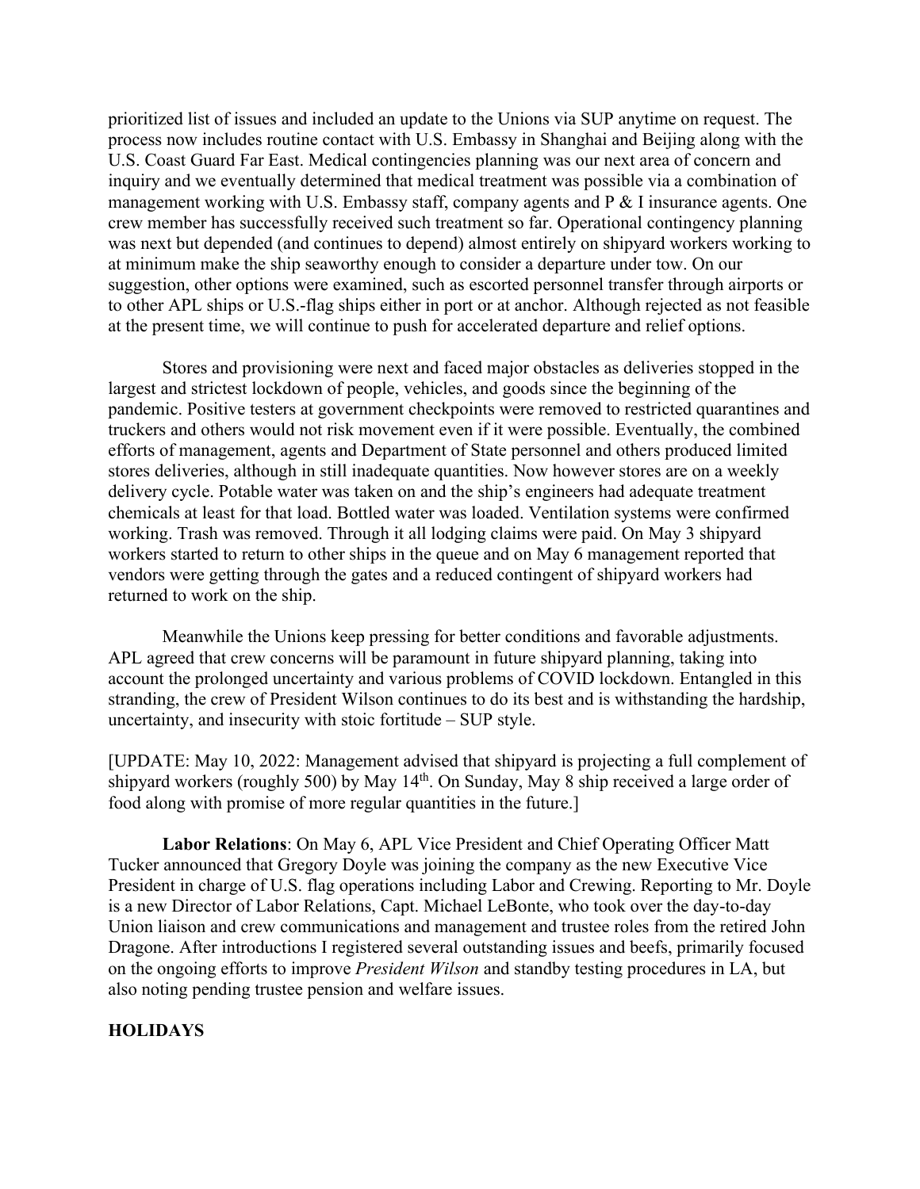prioritized list of issues and included an update to the Unions via SUP anytime on request. The process now includes routine contact with U.S. Embassy in Shanghai and Beijing along with the U.S. Coast Guard Far East. Medical contingencies planning was our next area of concern and inquiry and we eventually determined that medical treatment was possible via a combination of management working with U.S. Embassy staff, company agents and P & I insurance agents. One crew member has successfully received such treatment so far. Operational contingency planning was next but depended (and continues to depend) almost entirely on shipyard workers working to at minimum make the ship seaworthy enough to consider a departure under tow. On our suggestion, other options were examined, such as escorted personnel transfer through airports or to other APL ships or U.S.-flag ships either in port or at anchor. Although rejected as not feasible at the present time, we will continue to push for accelerated departure and relief options.

Stores and provisioning were next and faced major obstacles as deliveries stopped in the largest and strictest lockdown of people, vehicles, and goods since the beginning of the pandemic. Positive testers at government checkpoints were removed to restricted quarantines and truckers and others would not risk movement even if it were possible. Eventually, the combined efforts of management, agents and Department of State personnel and others produced limited stores deliveries, although in still inadequate quantities. Now however stores are on a weekly delivery cycle. Potable water was taken on and the ship's engineers had adequate treatment chemicals at least for that load. Bottled water was loaded. Ventilation systems were confirmed working. Trash was removed. Through it all lodging claims were paid. On May 3 shipyard workers started to return to other ships in the queue and on May 6 management reported that vendors were getting through the gates and a reduced contingent of shipyard workers had returned to work on the ship.

Meanwhile the Unions keep pressing for better conditions and favorable adjustments. APL agreed that crew concerns will be paramount in future shipyard planning, taking into account the prolonged uncertainty and various problems of COVID lockdown. Entangled in this stranding, the crew of President Wilson continues to do its best and is withstanding the hardship, uncertainty, and insecurity with stoic fortitude – SUP style.

[UPDATE: May 10, 2022: Management advised that shipyard is projecting a full complement of shipyard workers (roughly 500) by May 14th. On Sunday, May 8 ship received a large order of food along with promise of more regular quantities in the future.]

**Labor Relations**: On May 6, APL Vice President and Chief Operating Officer Matt Tucker announced that Gregory Doyle was joining the company as the new Executive Vice President in charge of U.S. flag operations including Labor and Crewing. Reporting to Mr. Doyle is a new Director of Labor Relations, Capt. Michael LeBonte, who took over the day-to-day Union liaison and crew communications and management and trustee roles from the retired John Dragone. After introductions I registered several outstanding issues and beefs, primarily focused on the ongoing efforts to improve *President Wilson* and standby testing procedures in LA, but also noting pending trustee pension and welfare issues.

**HOLIDAYS**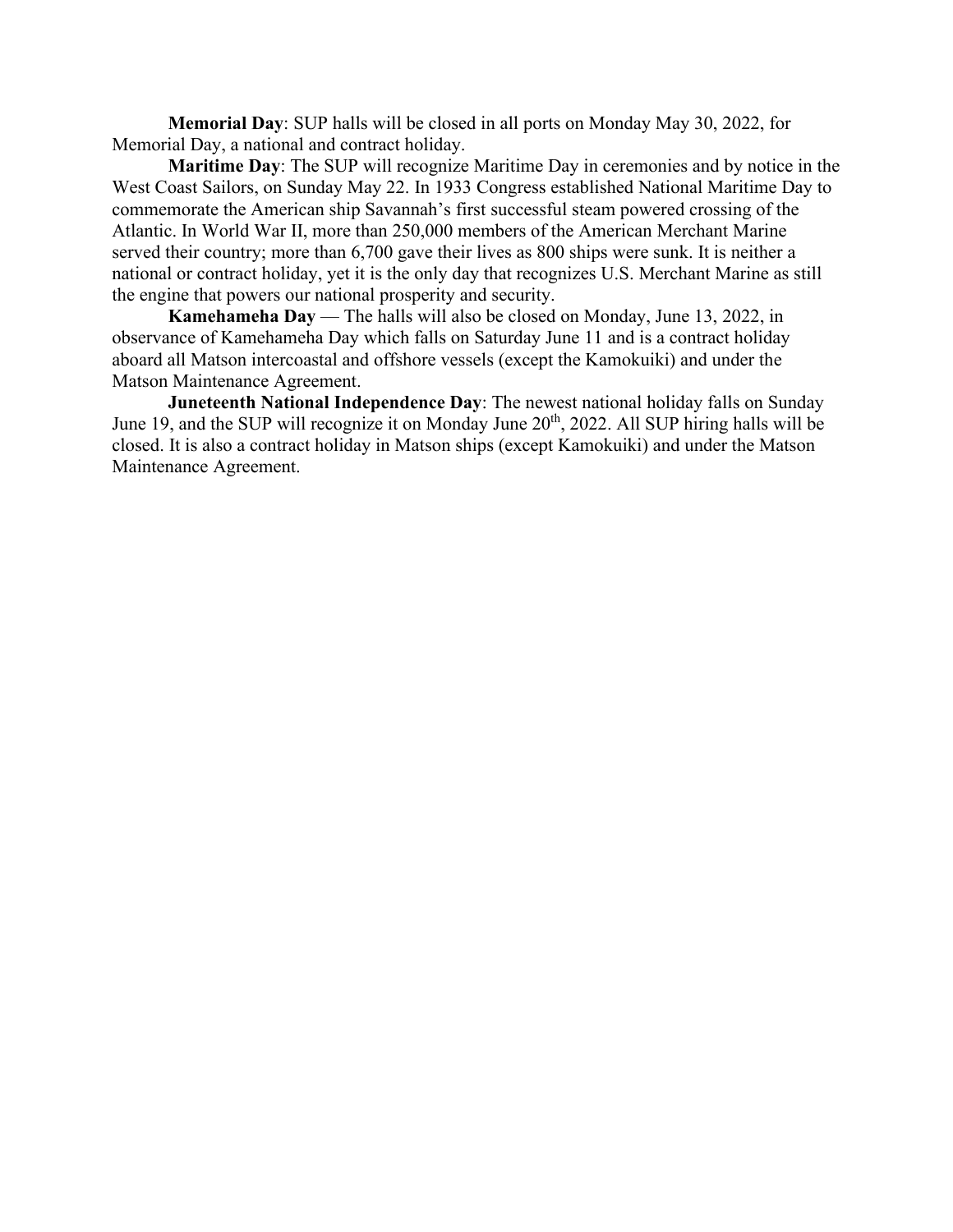**Memorial Day**: SUP halls will be closed in all ports on Monday May 30, 2022, for Memorial Day, a national and contract holiday.

**Maritime Day**: The SUP will recognize Maritime Day in ceremonies and by notice in the West Coast Sailors, on Sunday May 22. In 1933 Congress established National Maritime Day to commemorate the American ship Savannah's first successful steam powered crossing of the Atlantic. In World War II, more than 250,000 members of the American Merchant Marine served their country; more than 6,700 gave their lives as 800 ships were sunk. It is neither a national or contract holiday, yet it is the only day that recognizes U.S. Merchant Marine as still the engine that powers our national prosperity and security.

**Kamehameha Day** — The halls will also be closed on Monday, June 13, 2022, in observance of Kamehameha Day which falls on Saturday June 11 and is a contract holiday aboard all Matson intercoastal and offshore vessels (except the Kamokuiki) and under the Matson Maintenance Agreement.

**Juneteenth National Independence Day**: The newest national holiday falls on Sunday June 19, and the SUP will recognize it on Monday June 20th, 2022. All SUP hiring halls will be closed. It is also a contract holiday in Matson ships (except Kamokuiki) and under the Matson Maintenance Agreement.